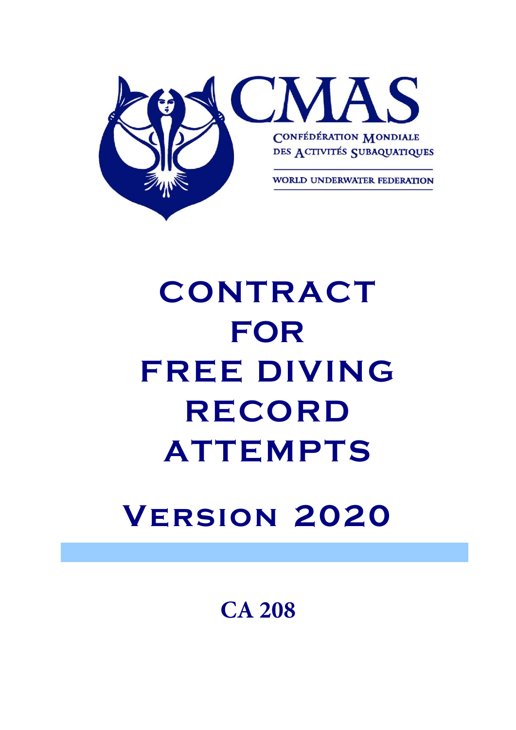# CMAS

CONFÉDÉRATION MONDIALE DES ACTIVITÉS SUBAQUATIQUES

WORLD UNDERWATER FEDERATION

# CONTRACT FOR FREE DIVING RECORD ATTEMPTS

## Version 2020

**CA 208**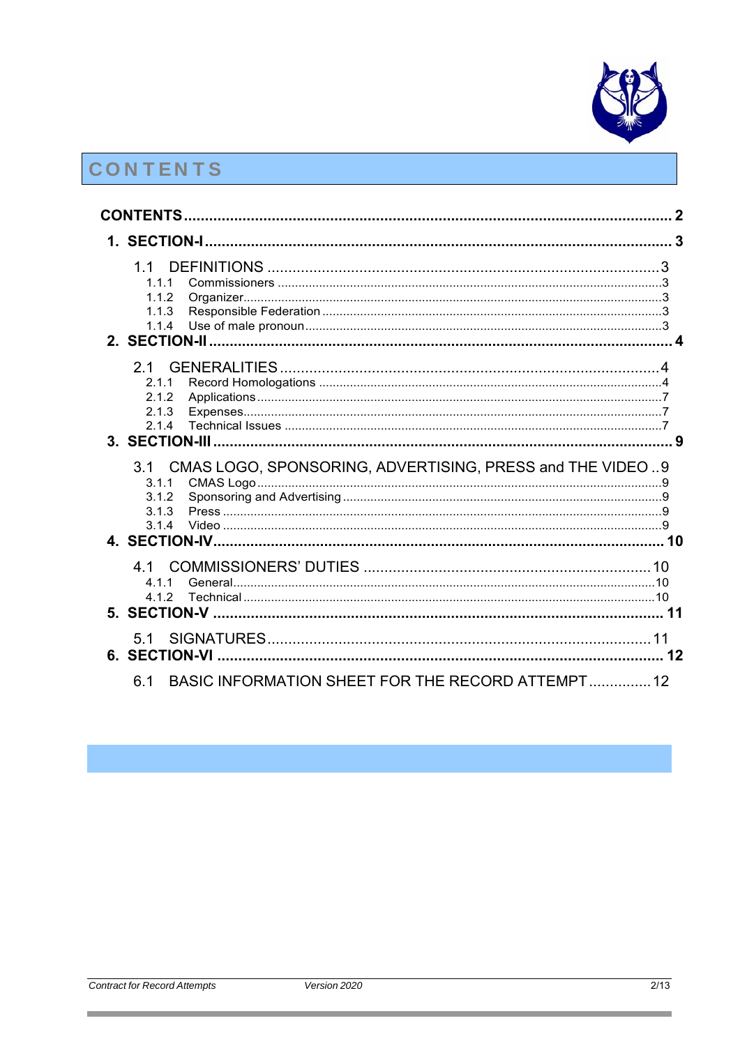# CONTENTS

CONTENTS .......... 2

1. SECTION-I .......... 3
   - 1.1 DEFINITIONS .......... 3
     - 1.1.1 Commissioners .......... 3
     - 1.1.2 Organizer .......... 3
     - 1.1.3 Responsible Federation .......... 3
     - 1.1.4 Use of male pronoun .......... 3
2. SECTION-II .......... 4
   - 2.1 GENERALITIES .......... 4
     - 2.1.1 Record Homologations .......... 4
     - 2.1.2 Applications .......... 7
     - 2.1.3 Expenses .......... 7
     - 2.1.4 Technical Issues .......... 7
3. SECTION-III .......... 9
   - 3.1 CMAS LOGO, SPONSORING, ADVERTISING, PRESS and THE VIDEO .......... 9
     - 3.1.1 CMAS Logo .......... 9
     - 3.1.2 Sponsoring and Advertising .......... 9
     - 3.1.3 Press .......... 9
     - 3.1.4 Video .......... 9
4. SECTION-IV .......... 10
   - 4.1 COMMISSIONERS' DUTIES .......... 10
     - 4.1.1 General .......... 10
     - 4.1.2 Technical .......... 10
5. SECTION-V .......... 11
   - 5.1 SIGNATURES .......... 11
6. SECTION-VI .......... 12
   - 6.1 BASIC INFORMATION SHEET FOR THE RECORD ATTEMPT .......... 12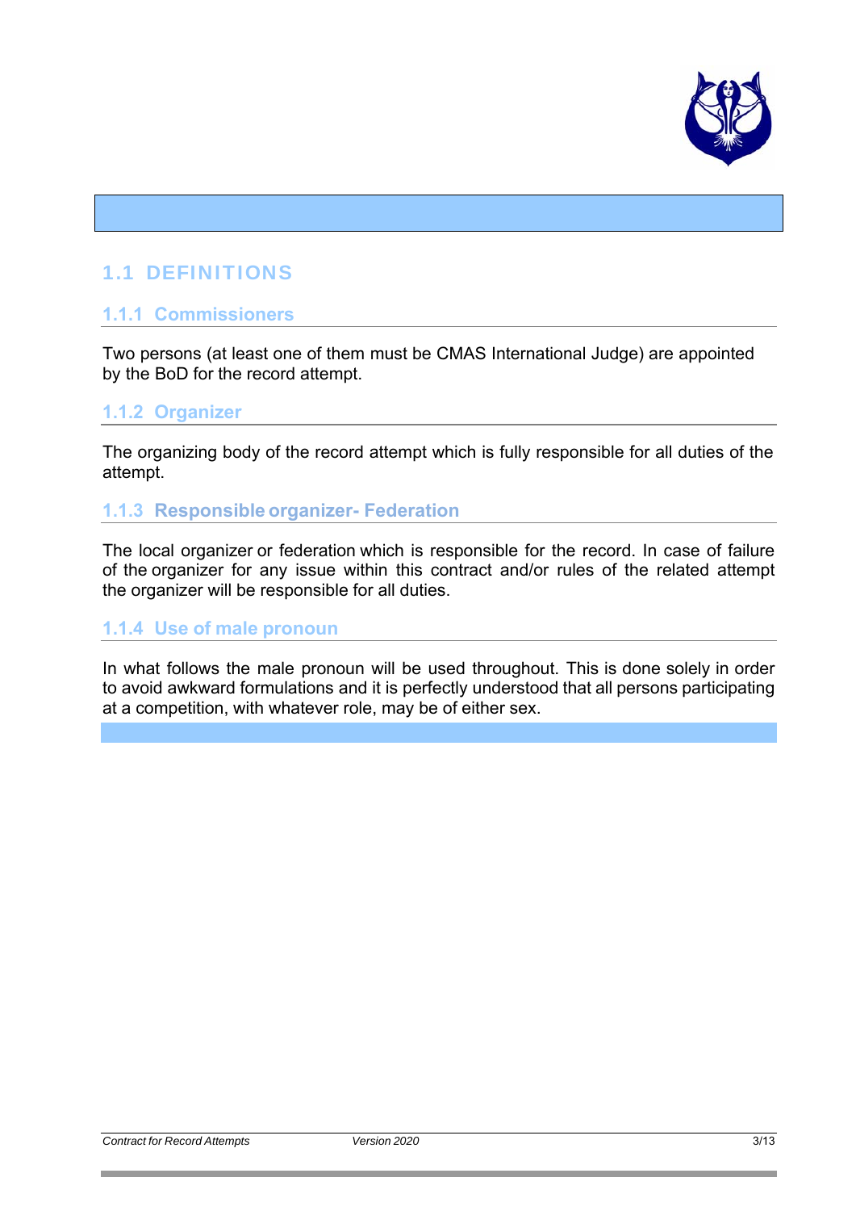## 1.1 DEFINITIONS

### 1.1.1 Commissioners

Two persons (at least one of them must be CMAS International Judge) are appointed by the BoD for the record attempt.

### 1.1.2 Organizer

The organizing body of the record attempt which is fully responsible for all duties of the attempt.

### 1.1.3 Responsible organizer- Federation

The local organizer or federation which is responsible for the record. In case of failure of the organizer for any issue within this contract and/or rules of the related attempt the organizer will be responsible for all duties.

### 1.1.4 Use of male pronoun

In what follows the male pronoun will be used throughout. This is done solely in order to avoid awkward formulations and it is perfectly understood that all persons participating at a competition, with whatever role, may be of either sex.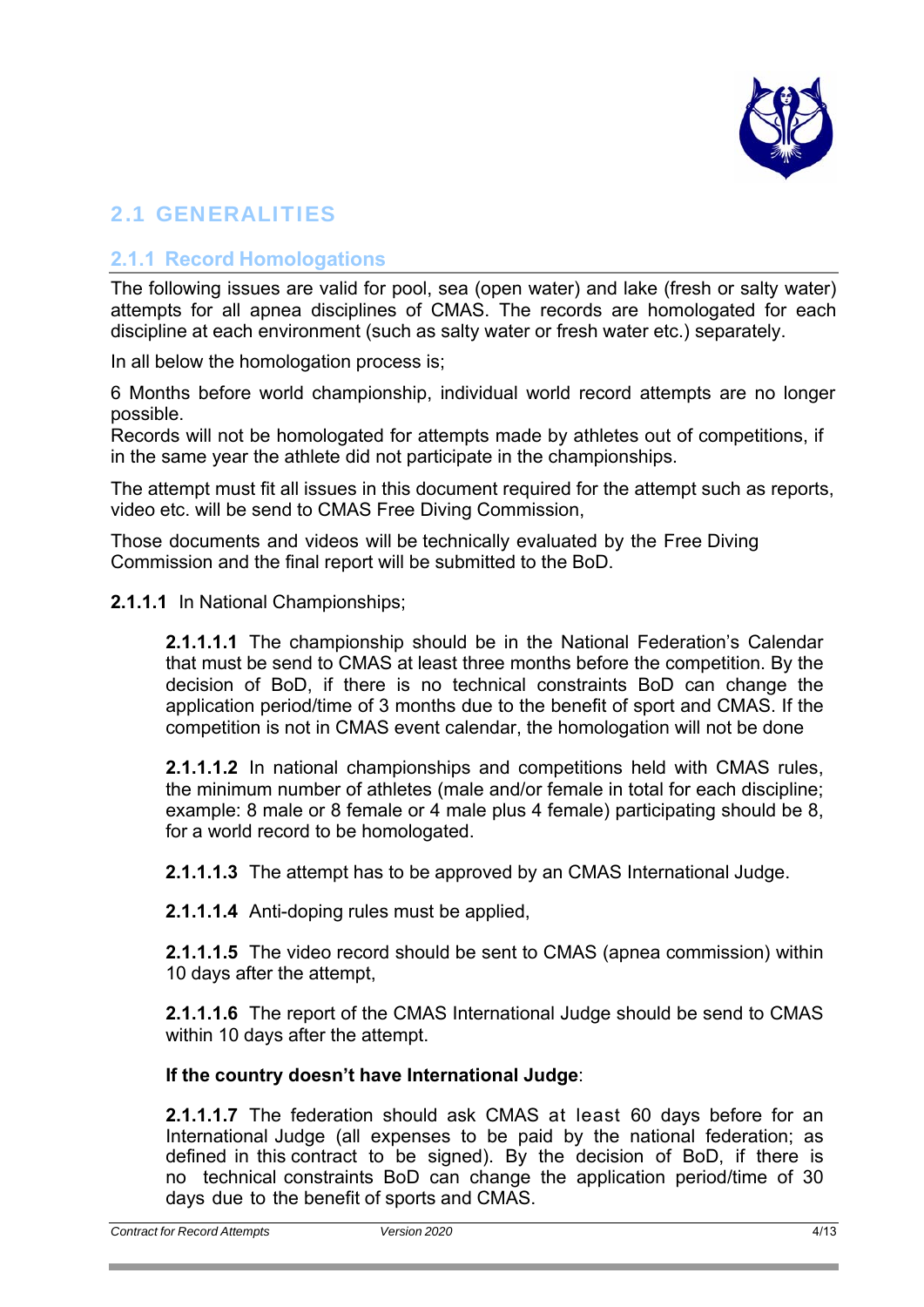## 2.1 GENERALITIES

### 2.1.1 Record Homologations

The following issues are valid for pool, sea (open water) and lake (fresh or salty water) attempts for all apnea disciplines of CMAS. The records are homologated for each discipline at each environment (such as salty water or fresh water etc.) separately.

In all below the homologation process is;

6 Months before world championship, individual world record attempts are no longer possible.
Records will not be homologated for attempts made by athletes out of competitions, if in the same year the athlete did not participate in the championships.

The attempt must fit all issues in this document required for the attempt such as reports, video etc. will be send to CMAS Free Diving Commission,

Those documents and videos will be technically evaluated by the Free Diving Commission and the final report will be submitted to the BoD.

**2.1.1.1** In National Championships;

**2.1.1.1.1** The championship should be in the National Federation's Calendar that must be send to CMAS at least three months before the competition. By the decision of BoD, if there is no technical constraints BoD can change the application period/time of 3 months due to the benefit of sport and CMAS. If the competition is not in CMAS event calendar, the homologation will not be done

**2.1.1.1.2** In national championships and competitions held with CMAS rules, the minimum number of athletes (male and/or female in total for each discipline; example: 8 male or 8 female or 4 male plus 4 female) participating should be 8, for a world record to be homologated.

**2.1.1.1.3** The attempt has to be approved by an CMAS International Judge.

**2.1.1.1.4** Anti-doping rules must be applied,

**2.1.1.1.5** The video record should be sent to CMAS (apnea commission) within 10 days after the attempt,

**2.1.1.1.6** The report of the CMAS International Judge should be send to CMAS within 10 days after the attempt.

**If the country doesn't have International Judge**:

**2.1.1.1.7** The federation should ask CMAS at least 60 days before for an International Judge (all expenses to be paid by the national federation; as defined in this contract to be signed). By the decision of BoD, if there is no technical constraints BoD can change the application period/time of 30 days due to the benefit of sports and CMAS.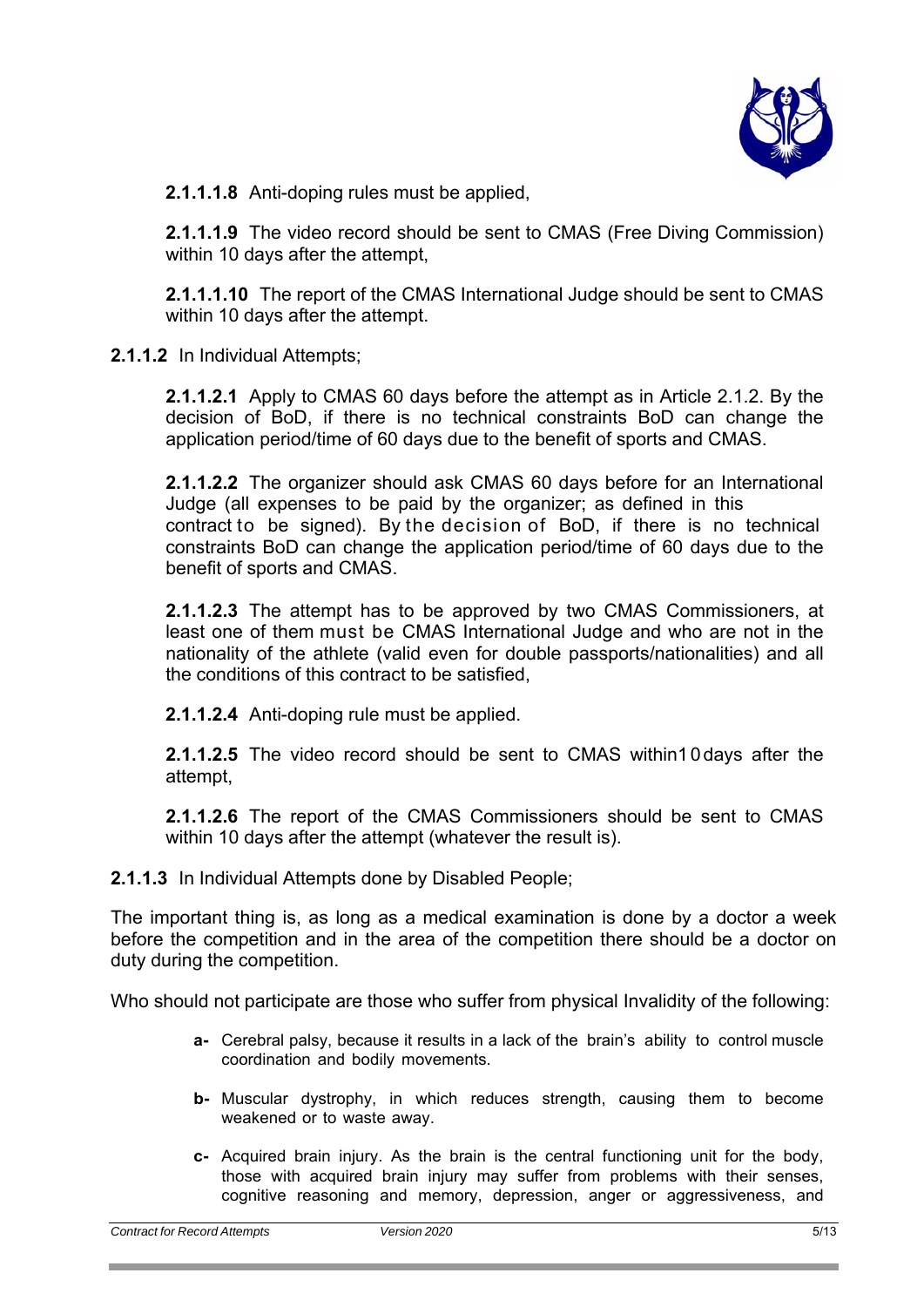**2.1.1.1.8** Anti-doping rules must be applied,

**2.1.1.1.9** The video record should be sent to CMAS (Free Diving Commission) within 10 days after the attempt,

**2.1.1.1.10** The report of the CMAS International Judge should be sent to CMAS within 10 days after the attempt.

**2.1.1.2** In Individual Attempts;

**2.1.1.2.1** Apply to CMAS 60 days before the attempt as in Article 2.1.2. By the decision of BoD, if there is no technical constraints BoD can change the application period/time of 60 days due to the benefit of sports and CMAS.

**2.1.1.2.2** The organizer should ask CMAS 60 days before for an International Judge (all expenses to be paid by the organizer; as defined in this contract to be signed). By the decision of BoD, if there is no technical constraints BoD can change the application period/time of 60 days due to the benefit of sports and CMAS.

**2.1.1.2.3** The attempt has to be approved by two CMAS Commissioners, at least one of them must be CMAS International Judge and who are not in the nationality of the athlete (valid even for double passports/nationalities) and all the conditions of this contract to be satisfied,

**2.1.1.2.4** Anti-doping rule must be applied.

**2.1.1.2.5** The video record should be sent to CMAS within10days after the attempt,

**2.1.1.2.6** The report of the CMAS Commissioners should be sent to CMAS within 10 days after the attempt (whatever the result is).

**2.1.1.3** In Individual Attempts done by Disabled People;

The important thing is, as long as a medical examination is done by a doctor a week before the competition and in the area of the competition there should be a doctor on duty during the competition.

Who should not participate are those who suffer from physical Invalidity of the following:

- **a-** Cerebral palsy, because it results in a lack of the brain's ability to control muscle coordination and bodily movements.
- **b-** Muscular dystrophy, in which reduces strength, causing them to become weakened or to waste away.
- **c-** Acquired brain injury. As the brain is the central functioning unit for the body, those with acquired brain injury may suffer from problems with their senses, cognitive reasoning and memory, depression, anger or aggressiveness, and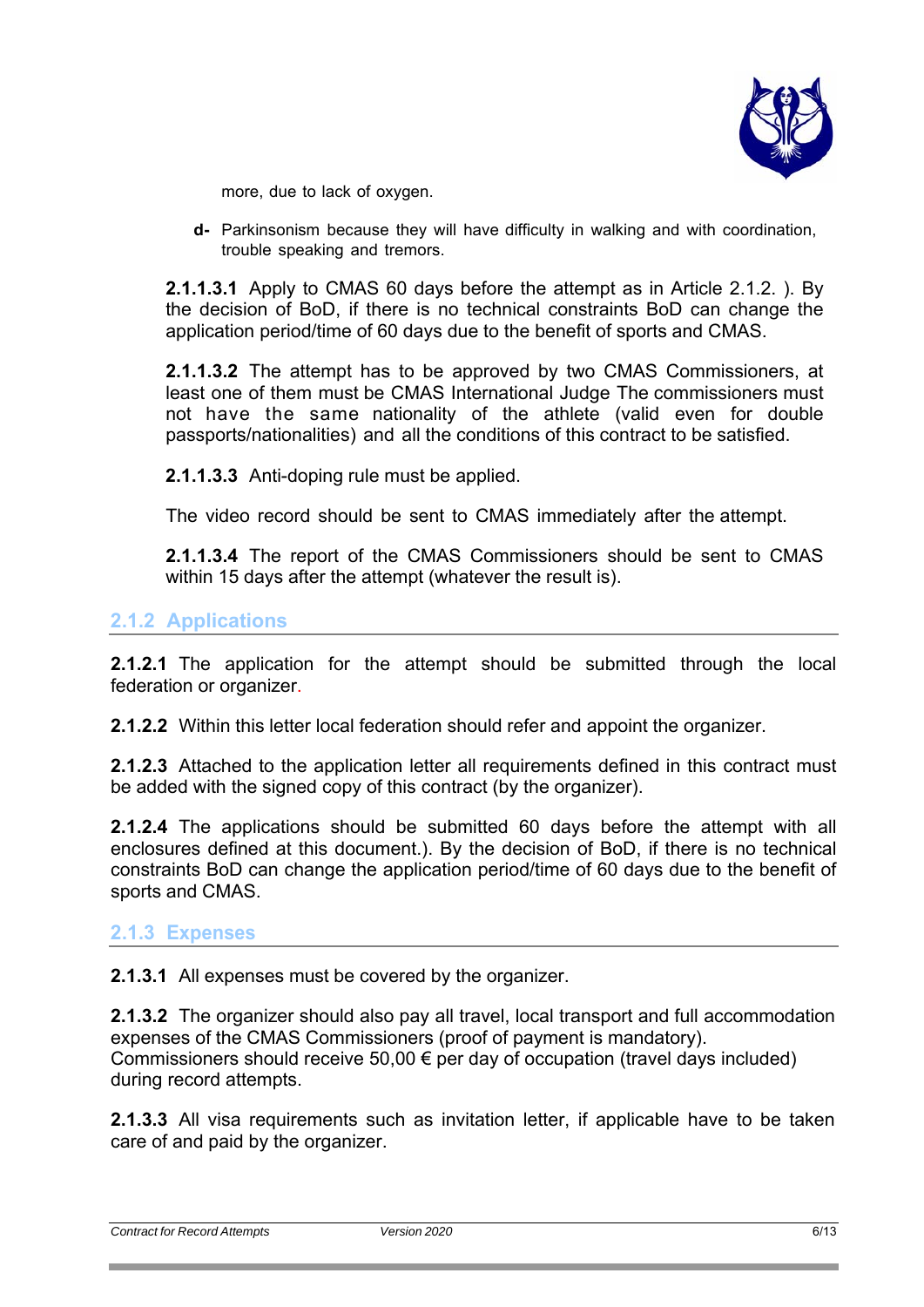more, due to lack of oxygen.

- **d-** Parkinsonism because they will have difficulty in walking and with coordination, trouble speaking and tremors.

**2.1.1.3.1** Apply to CMAS 60 days before the attempt as in Article 2.1.2. ). By the decision of BoD, if there is no technical constraints BoD can change the application period/time of 60 days due to the benefit of sports and CMAS.

**2.1.1.3.2** The attempt has to be approved by two CMAS Commissioners, at least one of them must be CMAS International Judge The commissioners must not have the same nationality of the athlete (valid even for double passports/nationalities) and all the conditions of this contract to be satisfied.

**2.1.1.3.3** Anti-doping rule must be applied.

The video record should be sent to CMAS immediately after the attempt.

**2.1.1.3.4** The report of the CMAS Commissioners should be sent to CMAS within 15 days after the attempt (whatever the result is).

### 2.1.2 Applications

**2.1.2.1** The application for the attempt should be submitted through the local federation or organizer.

**2.1.2.2** Within this letter local federation should refer and appoint the organizer.

**2.1.2.3** Attached to the application letter all requirements defined in this contract must be added with the signed copy of this contract (by the organizer).

**2.1.2.4** The applications should be submitted 60 days before the attempt with all enclosures defined at this document.). By the decision of BoD, if there is no technical constraints BoD can change the application period/time of 60 days due to the benefit of sports and CMAS.

### 2.1.3 Expenses

**2.1.3.1** All expenses must be covered by the organizer.

**2.1.3.2** The organizer should also pay all travel, local transport and full accommodation expenses of the CMAS Commissioners (proof of payment is mandatory).
Commissioners should receive 50,00 € per day of occupation (travel days included) during record attempts.

**2.1.3.3** All visa requirements such as invitation letter, if applicable have to be taken care of and paid by the organizer.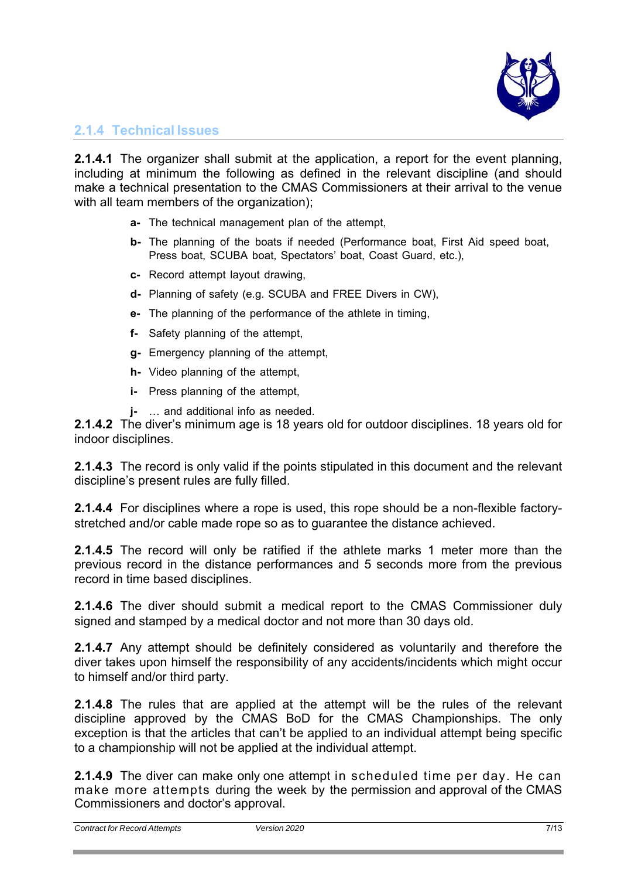### 2.1.4 Technical Issues

**2.1.4.1** The organizer shall submit at the application, a report for the event planning, including at minimum the following as defined in the relevant discipline (and should make a technical presentation to the CMAS Commissioners at their arrival to the venue with all team members of the organization);

- **a-** The technical management plan of the attempt,
- **b-** The planning of the boats if needed (Performance boat, First Aid speed boat, Press boat, SCUBA boat, Spectators' boat, Coast Guard, etc.),
- **c-** Record attempt layout drawing,
- **d-** Planning of safety (e.g. SCUBA and FREE Divers in CW),
- **e-** The planning of the performance of the athlete in timing,
- **f-** Safety planning of the attempt,
- **g-** Emergency planning of the attempt,
- **h-** Video planning of the attempt,
- **i-** Press planning of the attempt,
- **j-** … and additional info as needed.

**2.1.4.2** The diver's minimum age is 18 years old for outdoor disciplines. 18 years old for indoor disciplines.

**2.1.4.3** The record is only valid if the points stipulated in this document and the relevant discipline's present rules are fully filled.

**2.1.4.4** For disciplines where a rope is used, this rope should be a non-flexible factory-stretched and/or cable made rope so as to guarantee the distance achieved.

**2.1.4.5** The record will only be ratified if the athlete marks 1 meter more than the previous record in the distance performances and 5 seconds more from the previous record in time based disciplines.

**2.1.4.6** The diver should submit a medical report to the CMAS Commissioner duly signed and stamped by a medical doctor and not more than 30 days old.

**2.1.4.7** Any attempt should be definitely considered as voluntarily and therefore the diver takes upon himself the responsibility of any accidents/incidents which might occur to himself and/or third party.

**2.1.4.8** The rules that are applied at the attempt will be the rules of the relevant discipline approved by the CMAS BoD for the CMAS Championships. The only exception is that the articles that can't be applied to an individual attempt being specific to a championship will not be applied at the individual attempt.

**2.1.4.9** The diver can make only one attempt in scheduled time per day. He can make more attempts during the week by the permission and approval of the CMAS Commissioners and doctor's approval.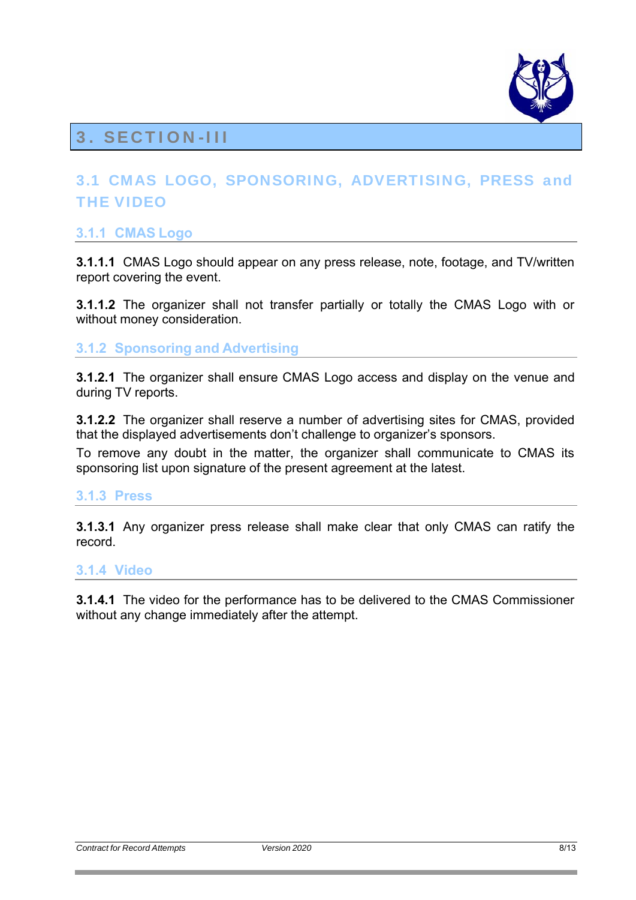# 3. SECTION-III

## 3.1 CMAS LOGO, SPONSORING, ADVERTISING, PRESS and THE VIDEO

### 3.1.1 CMAS Logo

**3.1.1.1** CMAS Logo should appear on any press release, note, footage, and TV/written report covering the event.

**3.1.1.2** The organizer shall not transfer partially or totally the CMAS Logo with or without money consideration.

### 3.1.2 Sponsoring and Advertising

**3.1.2.1** The organizer shall ensure CMAS Logo access and display on the venue and during TV reports.

**3.1.2.2** The organizer shall reserve a number of advertising sites for CMAS, provided that the displayed advertisements don't challenge to organizer's sponsors.

To remove any doubt in the matter, the organizer shall communicate to CMAS its sponsoring list upon signature of the present agreement at the latest.

### 3.1.3 Press

**3.1.3.1** Any organizer press release shall make clear that only CMAS can ratify the record.

### 3.1.4 Video

**3.1.4.1** The video for the performance has to be delivered to the CMAS Commissioner without any change immediately after the attempt.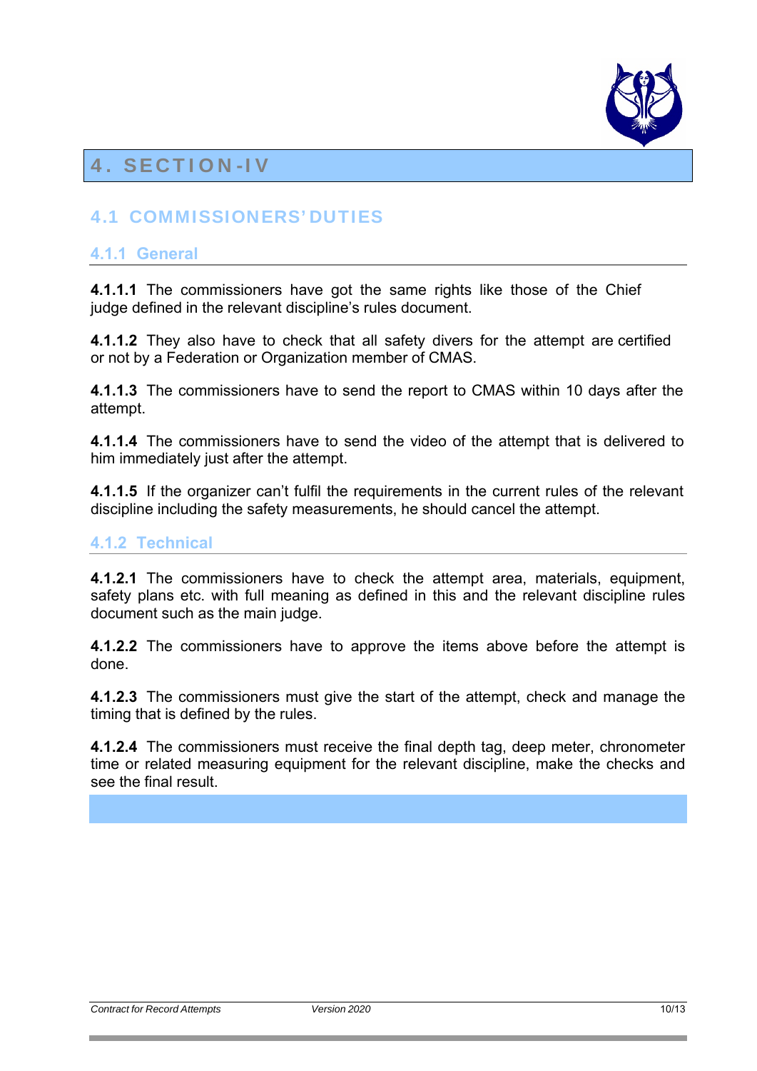# 4. SECTION-IV

## 4.1 COMMISSIONERS' DUTIES

### 4.1.1 General

**4.1.1.1** The commissioners have got the same rights like those of the Chief judge defined in the relevant discipline's rules document.

**4.1.1.2** They also have to check that all safety divers for the attempt are certified or not by a Federation or Organization member of CMAS.

**4.1.1.3** The commissioners have to send the report to CMAS within 10 days after the attempt.

**4.1.1.4** The commissioners have to send the video of the attempt that is delivered to him immediately just after the attempt.

**4.1.1.5** If the organizer can't fulfil the requirements in the current rules of the relevant discipline including the safety measurements, he should cancel the attempt.

### 4.1.2 Technical

**4.1.2.1** The commissioners have to check the attempt area, materials, equipment, safety plans etc. with full meaning as defined in this and the relevant discipline rules document such as the main judge.

**4.1.2.2** The commissioners have to approve the items above before the attempt is done.

**4.1.2.3** The commissioners must give the start of the attempt, check and manage the timing that is defined by the rules.

**4.1.2.4** The commissioners must receive the final depth tag, deep meter, chronometer time or related measuring equipment for the relevant discipline, make the checks and see the final result.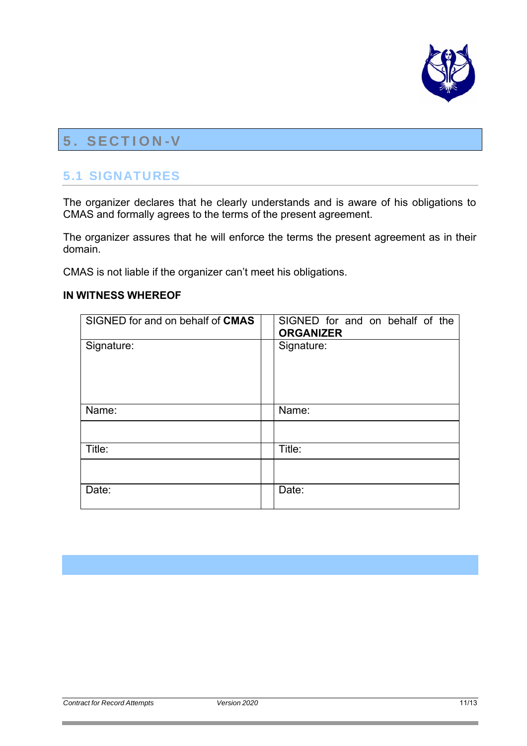# 5. SECTION-V

## 5.1 SIGNATURES

The organizer declares that he clearly understands and is aware of his obligations to CMAS and formally agrees to the terms of the present agreement.

The organizer assures that he will enforce the terms the present agreement as in their domain.

CMAS is not liable if the organizer can't meet his obligations.

**IN WITNESS WHEREOF**

| SIGNED for and on behalf of **CMAS** | | SIGNED for and on behalf of the **ORGANIZER** |
|---|---|---|
| Signature: | | Signature: |
| Name: | | Name: |
| | | |
| Title: | | Title: |
| | | |
| Date: | | Date: |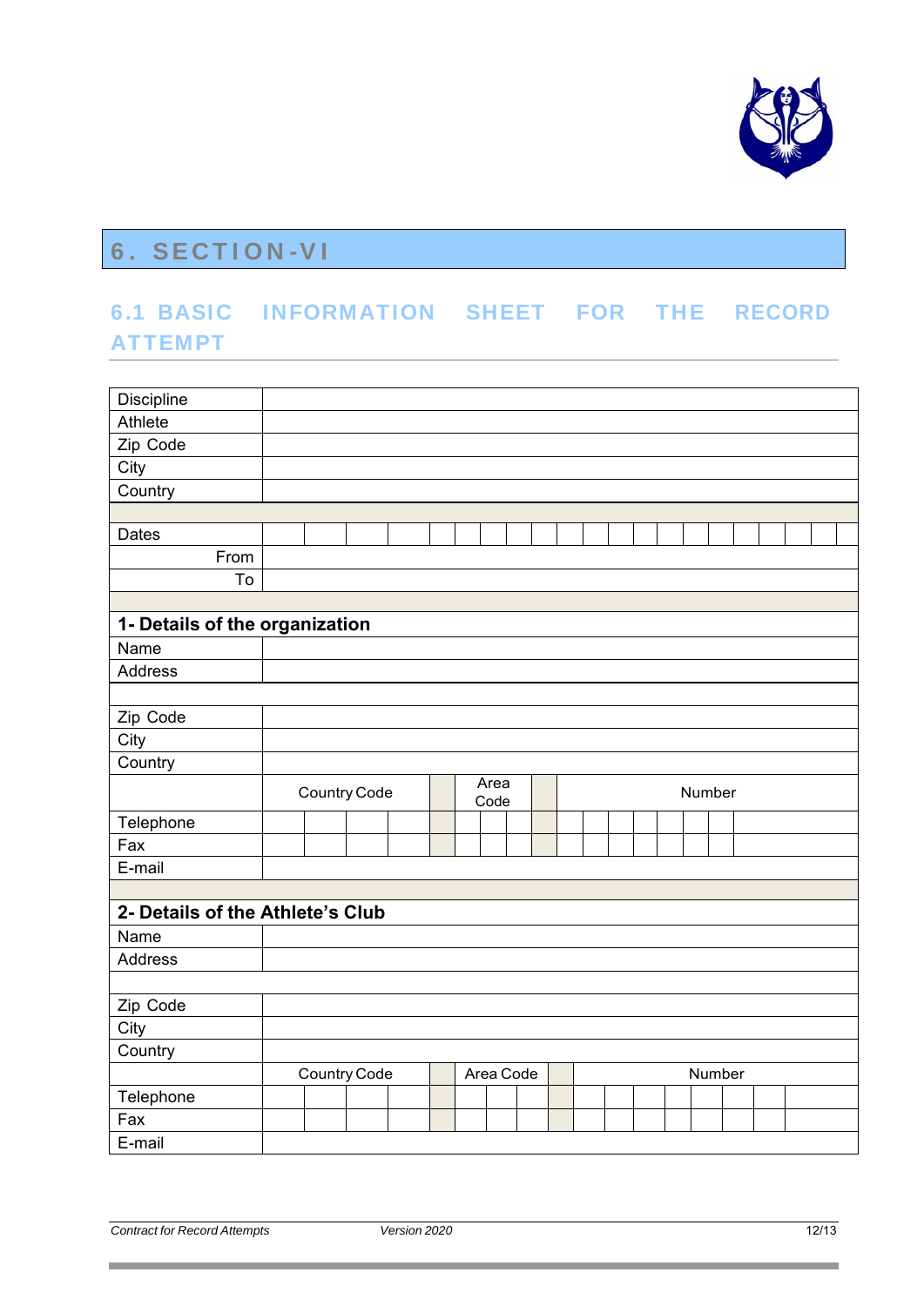# 6. SECTION-VI

## 6.1 BASIC INFORMATION SHEET FOR THE RECORD ATTEMPT

| | | | | | |
|---|---|---|---|---|---|
| Discipline | | | | | |
| Athlete | | | | | |
| Zip Code | | | | | |
| City | | | | | |
| Country | | | | | |
| | | | | | |
| Dates | | | | | |
| From | | | | | |
| To | | | | | |
| | | | | | |
| **1- Details of the organization** | | | | | |
| Name | | | | | |
| Address | | | | | |
| | | | | | |
| Zip Code | | | | | |
| City | | | | | |
| Country | | | | | |
| | Country Code | | Area Code | | Number |
| Telephone | | | | | |
| Fax | | | | | |
| E-mail | | | | | |
| | | | | | |
| **2- Details of the Athlete's Club** | | | | | |
| Name | | | | | |
| Address | | | | | |
| | | | | | |
| Zip Code | | | | | |
| City | | | | | |
| Country | | | | | |
| | Country Code | | Area Code | | Number |
| Telephone | | | | | |
| Fax | | | | | |
| E-mail | | | | | |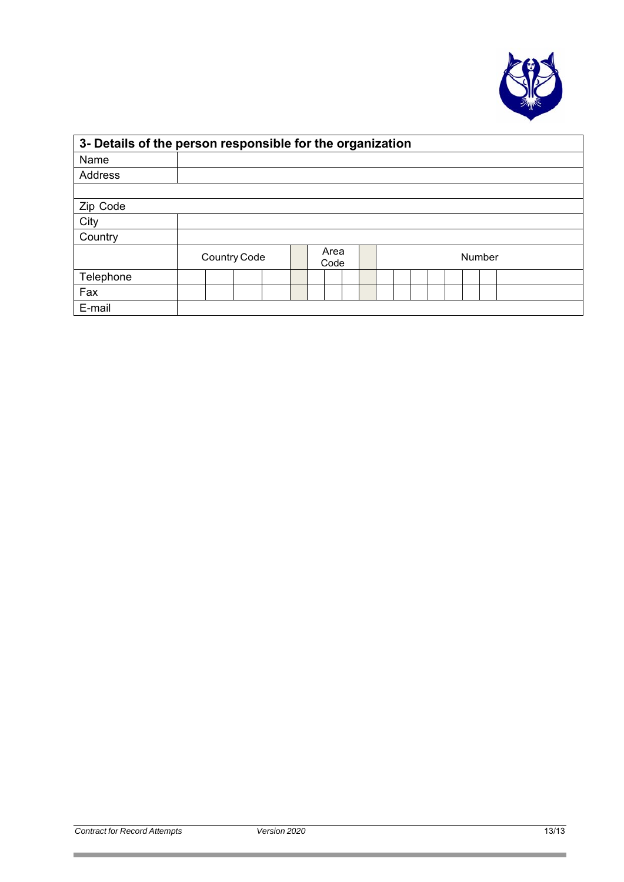| 3- Details of the person responsible for the organization | | | |
|---|---|---|---|
| Name | | | |
| Address | | | |
| | | | |
| Zip Code | | | |
| City | | | |
| Country | | | |
| | Country Code | Area Code | Number |
| Telephone | | | |
| Fax | | | |
| E-mail | | | |